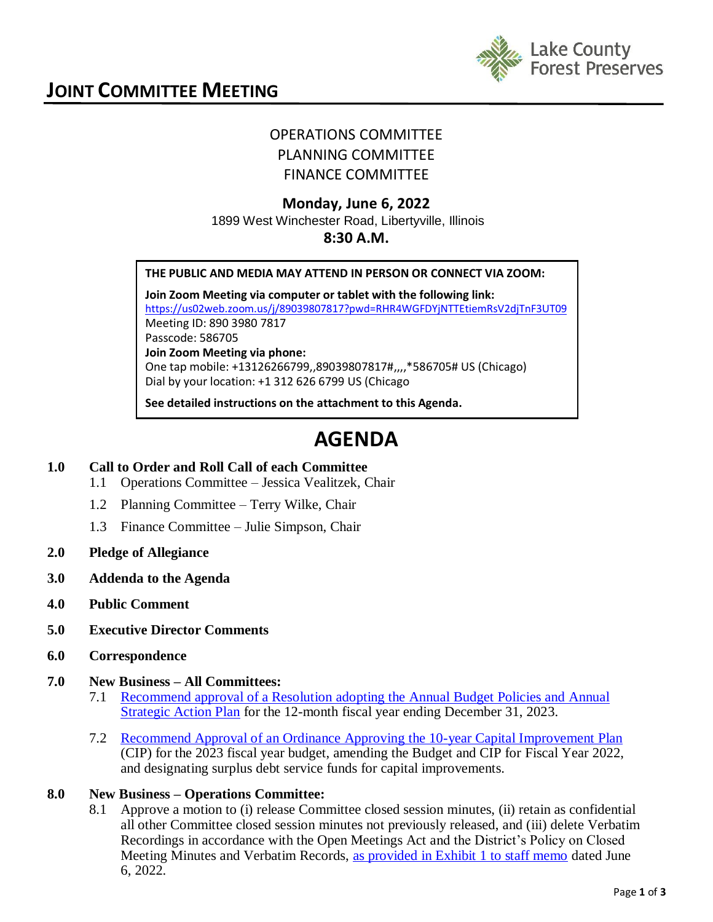Lake County Forest Preserves

# JOINT COMMITTEE MEETING

OPERATIONS COMMITTEE
PLANNING COMMITTEE
FINANCE COMMITTEE

**Monday, June 6, 2022**
1899 West Winchester Road, Libertyville, Illinois
**8:30 A.M.**

**THE PUBLIC AND MEDIA MAY ATTEND IN PERSON OR CONNECT VIA ZOOM:**

**Join Zoom Meeting via computer or tablet with the following link:**
[https://us02web.zoom.us/j/89039807817?pwd=RHR4WGFDYjNTTEtiemRsV2djTnF3UT09](https://us02web.zoom.us/j/89039807817?pwd=RHR4WGFDYjNTTEtiemRsV2djTnF3UT09)
Meeting ID: 890 3980 7817
Passcode: 586705
**Join Zoom Meeting via phone:**
One tap mobile: +13126266799,,89039807817#,,,,*586705# US (Chicago)
Dial by your location: +1 312 626 6799 US (Chicago

**See detailed instructions on the attachment to this Agenda.**

# AGENDA

**1.0 Call to Order and Roll Call of each Committee**

- 1.1 Operations Committee – Jessica Vealitzek, Chair
- 1.2 Planning Committee – Terry Wilke, Chair
- 1.3 Finance Committee – Julie Simpson, Chair

**2.0 Pledge of Allegiance**

**3.0 Addenda to the Agenda**

**4.0 Public Comment**

**5.0 Executive Director Comments**

**6.0 Correspondence**

**7.0 New Business – All Committees:**

- 7.1 Recommend approval of a Resolution adopting the Annual Budget Policies and Annual Strategic Action Plan for the 12-month fiscal year ending December 31, 2023.
- 7.2 Recommend Approval of an Ordinance Approving the 10-year Capital Improvement Plan (CIP) for the 2023 fiscal year budget, amending the Budget and CIP for Fiscal Year 2022, and designating surplus debt service funds for capital improvements.

**8.0 New Business – Operations Committee:**

- 8.1 Approve a motion to (i) release Committee closed session minutes, (ii) retain as confidential all other Committee closed session minutes not previously released, and (iii) delete Verbatim Recordings in accordance with the Open Meetings Act and the District's Policy on Closed Meeting Minutes and Verbatim Records, as provided in Exhibit 1 to staff memo dated June 6, 2022.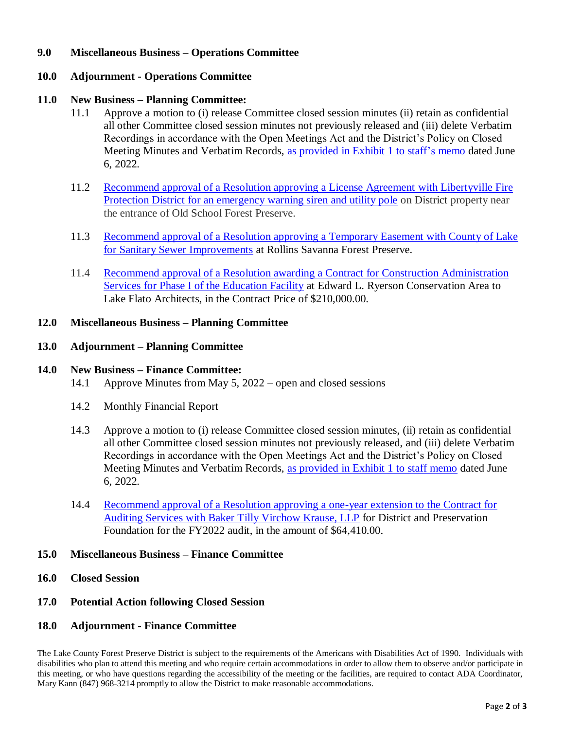**9.0 Miscellaneous Business – Operations Committee**

**10.0 Adjournment - Operations Committee**

**11.0 New Business – Planning Committee:**

11.1 Approve a motion to (i) release Committee closed session minutes (ii) retain as confidential all other Committee closed session minutes not previously released and (iii) delete Verbatim Recordings in accordance with the Open Meetings Act and the District's Policy on Closed Meeting Minutes and Verbatim Records, as provided in Exhibit 1 to staff's memo dated June 6, 2022.

11.2 Recommend approval of a Resolution approving a License Agreement with Libertyville Fire Protection District for an emergency warning siren and utility pole on District property near the entrance of Old School Forest Preserve.

11.3 Recommend approval of a Resolution approving a Temporary Easement with County of Lake for Sanitary Sewer Improvements at Rollins Savanna Forest Preserve.

11.4 Recommend approval of a Resolution awarding a Contract for Construction Administration Services for Phase I of the Education Facility at Edward L. Ryerson Conservation Area to Lake Flato Architects, in the Contract Price of $210,000.00.

**12.0 Miscellaneous Business – Planning Committee**

**13.0 Adjournment – Planning Committee**

**14.0 New Business – Finance Committee:**

14.1 Approve Minutes from May 5, 2022 – open and closed sessions

14.2 Monthly Financial Report

14.3 Approve a motion to (i) release Committee closed session minutes, (ii) retain as confidential all other Committee closed session minutes not previously released, and (iii) delete Verbatim Recordings in accordance with the Open Meetings Act and the District's Policy on Closed Meeting Minutes and Verbatim Records, as provided in Exhibit 1 to staff memo dated June 6, 2022.

14.4 Recommend approval of a Resolution approving a one-year extension to the Contract for Auditing Services with Baker Tilly Virchow Krause, LLP for District and Preservation Foundation for the FY2022 audit, in the amount of $64,410.00.

**15.0 Miscellaneous Business – Finance Committee**

**16.0 Closed Session**

**17.0 Potential Action following Closed Session**

**18.0 Adjournment - Finance Committee**

The Lake County Forest Preserve District is subject to the requirements of the Americans with Disabilities Act of 1990. Individuals with disabilities who plan to attend this meeting and who require certain accommodations in order to allow them to observe and/or participate in this meeting, or who have questions regarding the accessibility of the meeting or the facilities, are required to contact ADA Coordinator, Mary Kann (847) 968-3214 promptly to allow the District to make reasonable accommodations.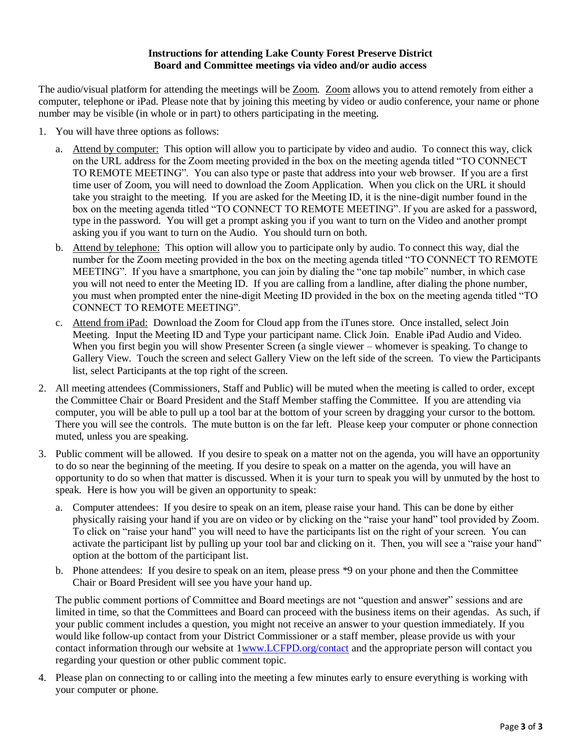**Instructions for attending Lake County Forest Preserve District Board and Committee meetings via video and/or audio access**

The audio/visual platform for attending the meetings will be Zoom. Zoom allows you to attend remotely from either a computer, telephone or iPad. Please note that by joining this meeting by video or audio conference, your name or phone number may be visible (in whole or in part) to others participating in the meeting.

1. You will have three options as follows:
   a. Attend by computer: This option will allow you to participate by video and audio. To connect this way, click on the URL address for the Zoom meeting provided in the box on the meeting agenda titled "TO CONNECT TO REMOTE MEETING". You can also type or paste that address into your web browser. If you are a first time user of Zoom, you will need to download the Zoom Application. When you click on the URL it should take you straight to the meeting. If you are asked for the Meeting ID, it is the nine-digit number found in the box on the meeting agenda titled "TO CONNECT TO REMOTE MEETING". If you are asked for a password, type in the password. You will get a prompt asking you if you want to turn on the Video and another prompt asking you if you want to turn on the Audio. You should turn on both.
   b. Attend by telephone: This option will allow you to participate only by audio. To connect this way, dial the number for the Zoom meeting provided in the box on the meeting agenda titled "TO CONNECT TO REMOTE MEETING". If you have a smartphone, you can join by dialing the "one tap mobile" number, in which case you will not need to enter the Meeting ID. If you are calling from a landline, after dialing the phone number, you must when prompted enter the nine-digit Meeting ID provided in the box on the meeting agenda titled "TO CONNECT TO REMOTE MEETING".
   c. Attend from iPad: Download the Zoom for Cloud app from the iTunes store. Once installed, select Join Meeting. Input the Meeting ID and Type your participant name. Click Join. Enable iPad Audio and Video. When you first begin you will show Presenter Screen (a single viewer – whomever is speaking. To change to Gallery View. Touch the screen and select Gallery View on the left side of the screen. To view the Participants list, select Participants at the top right of the screen.
2. All meeting attendees (Commissioners, Staff and Public) will be muted when the meeting is called to order, except the Committee Chair or Board President and the Staff Member staffing the Committee. If you are attending via computer, you will be able to pull up a tool bar at the bottom of your screen by dragging your cursor to the bottom. There you will see the controls. The mute button is on the far left. Please keep your computer or phone connection muted, unless you are speaking.
3. Public comment will be allowed. If you desire to speak on a matter not on the agenda, you will have an opportunity to do so near the beginning of the meeting. If you desire to speak on a matter on the agenda, you will have an opportunity to do so when that matter is discussed. When it is your turn to speak you will by unmuted by the host to speak. Here is how you will be given an opportunity to speak:
   a. Computer attendees: If you desire to speak on an item, please raise your hand. This can be done by either physically raising your hand if you are on video or by clicking on the "raise your hand" tool provided by Zoom. To click on "raise your hand" you will need to have the participants list on the right of your screen. You can activate the participant list by pulling up your tool bar and clicking on it. Then, you will see a "raise your hand" option at the bottom of the participant list.
   b. Phone attendees: If you desire to speak on an item, please press *9 on your phone and then the Committee Chair or Board President will see you have your hand up.

   The public comment portions of Committee and Board meetings are not "question and answer" sessions and are limited in time, so that the Committees and Board can proceed with the business items on their agendas. As such, if your public comment includes a question, you might not receive an answer to your question immediately. If you would like follow-up contact from your District Commissioner or a staff member, please provide us with your contact information through our website at 1www.LCFPD.org/contact and the appropriate person will contact you regarding your question or other public comment topic.
4. Please plan on connecting to or calling into the meeting a few minutes early to ensure everything is working with your computer or phone.